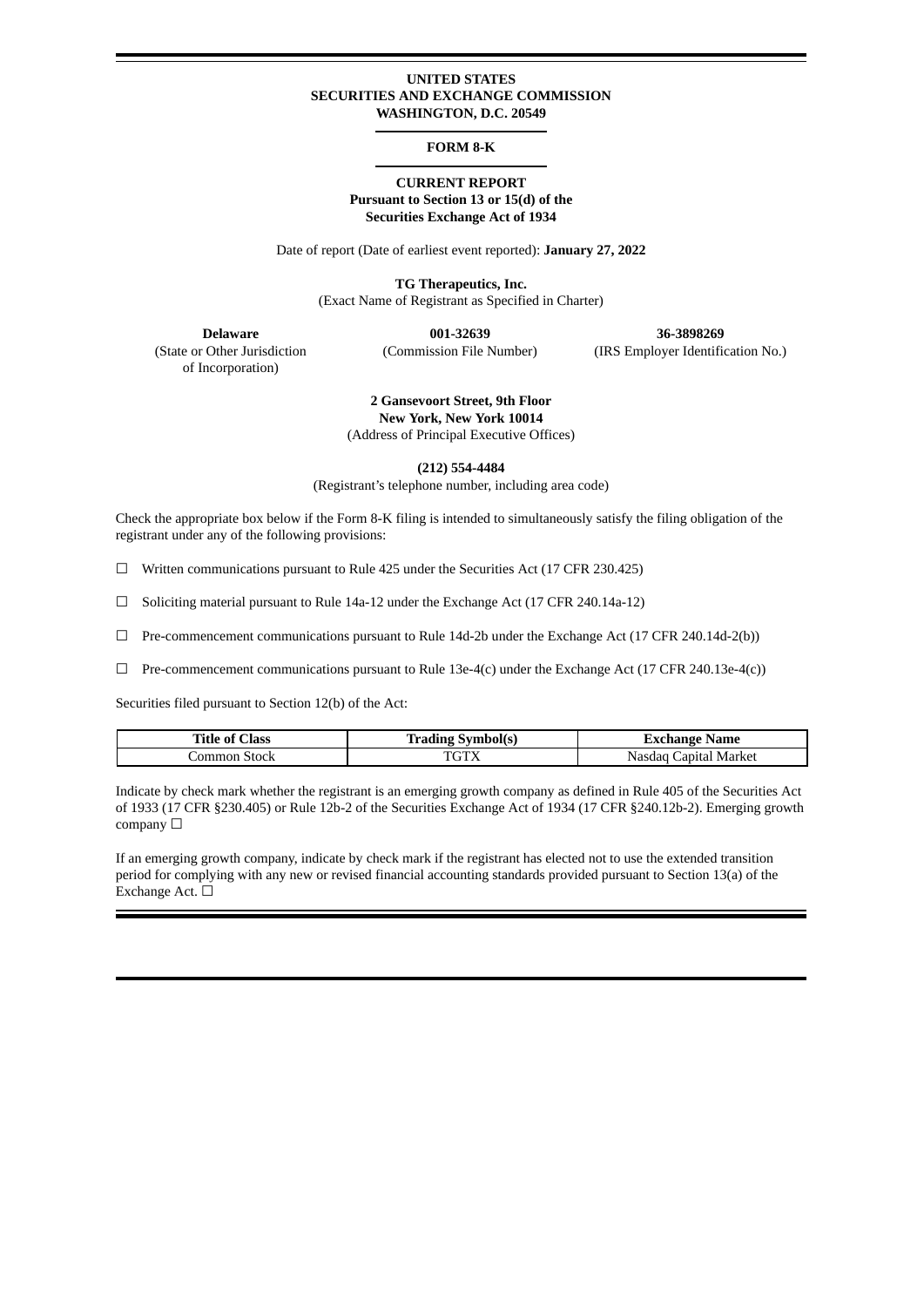**UNITED STATES**
**SECURITIES AND EXCHANGE COMMISSION**
**WASHINGTON, D.C. 20549**

**FORM 8-K**

**CURRENT REPORT**
**Pursuant to Section 13 or 15(d) of the**
**Securities Exchange Act of 1934**

Date of report (Date of earliest event reported): **January 27, 2022**

**TG Therapeutics, Inc.**
(Exact Name of Registrant as Specified in Charter)

| **Delaware** | **001-32639** | **36-3898269** |
|---|---|---|
| (State or Other Jurisdiction of Incorporation) | (Commission File Number) | (IRS Employer Identification No.) |

**2 Gansevoort Street, 9th Floor**
**New York, New York 10014**
(Address of Principal Executive Offices)

**(212) 554-4484**
(Registrant's telephone number, including area code)

Check the appropriate box below if the Form 8-K filing is intended to simultaneously satisfy the filing obligation of the registrant under any of the following provisions:

☐ Written communications pursuant to Rule 425 under the Securities Act (17 CFR 230.425)

☐ Soliciting material pursuant to Rule 14a-12 under the Exchange Act (17 CFR 240.14a-12)

☐ Pre-commencement communications pursuant to Rule 14d-2b under the Exchange Act (17 CFR 240.14d-2(b))

☐ Pre-commencement communications pursuant to Rule 13e-4(c) under the Exchange Act (17 CFR 240.13e-4(c))

Securities filed pursuant to Section 12(b) of the Act:

| Title of Class | Trading Symbol(s) | Exchange Name |
|---|---|---|
| Common Stock | TGTX | Nasdaq Capital Market |

Indicate by check mark whether the registrant is an emerging growth company as defined in Rule 405 of the Securities Act of 1933 (17 CFR §230.405) or Rule 12b-2 of the Securities Exchange Act of 1934 (17 CFR §240.12b-2). Emerging growth company ☐

If an emerging growth company, indicate by check mark if the registrant has elected not to use the extended transition period for complying with any new or revised financial accounting standards provided pursuant to Section 13(a) of the Exchange Act. ☐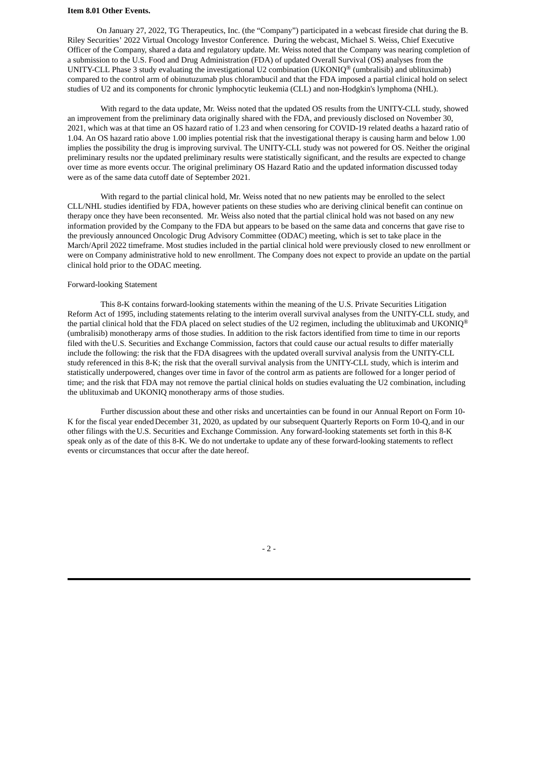**Item 8.01 Other Events.**

On January 27, 2022, TG Therapeutics, Inc. (the "Company") participated in a webcast fireside chat during the B. Riley Securities' 2022 Virtual Oncology Investor Conference. During the webcast, Michael S. Weiss, Chief Executive Officer of the Company, shared a data and regulatory update. Mr. Weiss noted that the Company was nearing completion of a submission to the U.S. Food and Drug Administration (FDA) of updated Overall Survival (OS) analyses from the UNITY-CLL Phase 3 study evaluating the investigational U2 combination (UKONIQ® (umbralisib) and ublituximab) compared to the control arm of obinutuzumab plus chlorambucil and that the FDA imposed a partial clinical hold on select studies of U2 and its components for chronic lymphocytic leukemia (CLL) and non-Hodgkin's lymphoma (NHL).

With regard to the data update, Mr. Weiss noted that the updated OS results from the UNITY-CLL study, showed an improvement from the preliminary data originally shared with the FDA, and previously disclosed on November 30, 2021, which was at that time an OS hazard ratio of 1.23 and when censoring for COVID-19 related deaths a hazard ratio of 1.04. An OS hazard ratio above 1.00 implies potential risk that the investigational therapy is causing harm and below 1.00 implies the possibility the drug is improving survival. The UNITY-CLL study was not powered for OS. Neither the original preliminary results nor the updated preliminary results were statistically significant, and the results are expected to change over time as more events occur. The original preliminary OS Hazard Ratio and the updated information discussed today were as of the same data cutoff date of September 2021.

With regard to the partial clinical hold, Mr. Weiss noted that no new patients may be enrolled to the select CLL/NHL studies identified by FDA, however patients on these studies who are deriving clinical benefit can continue on therapy once they have been reconsented. Mr. Weiss also noted that the partial clinical hold was not based on any new information provided by the Company to the FDA but appears to be based on the same data and concerns that gave rise to the previously announced Oncologic Drug Advisory Committee (ODAC) meeting, which is set to take place in the March/April 2022 timeframe. Most studies included in the partial clinical hold were previously closed to new enrollment or were on Company administrative hold to new enrollment. The Company does not expect to provide an update on the partial clinical hold prior to the ODAC meeting.

Forward-looking Statement

This 8-K contains forward-looking statements within the meaning of the U.S. Private Securities Litigation Reform Act of 1995, including statements relating to the interim overall survival analyses from the UNITY-CLL study, and the partial clinical hold that the FDA placed on select studies of the U2 regimen, including the ublituximab and UKONIQ® (umbralisib) monotherapy arms of those studies. In addition to the risk factors identified from time to time in our reports filed with the U.S. Securities and Exchange Commission, factors that could cause our actual results to differ materially include the following: the risk that the FDA disagrees with the updated overall survival analysis from the UNITY-CLL study referenced in this 8-K; the risk that the overall survival analysis from the UNITY-CLL study, which is interim and statistically underpowered, changes over time in favor of the control arm as patients are followed for a longer period of time; and the risk that FDA may not remove the partial clinical holds on studies evaluating the U2 combination, including the ublituximab and UKONIQ monotherapy arms of those studies.

Further discussion about these and other risks and uncertainties can be found in our Annual Report on Form 10-K for the fiscal year ended December 31, 2020, as updated by our subsequent Quarterly Reports on Form 10-Q, and in our other filings with the U.S. Securities and Exchange Commission. Any forward-looking statements set forth in this 8-K speak only as of the date of this 8-K. We do not undertake to update any of these forward-looking statements to reflect events or circumstances that occur after the date hereof.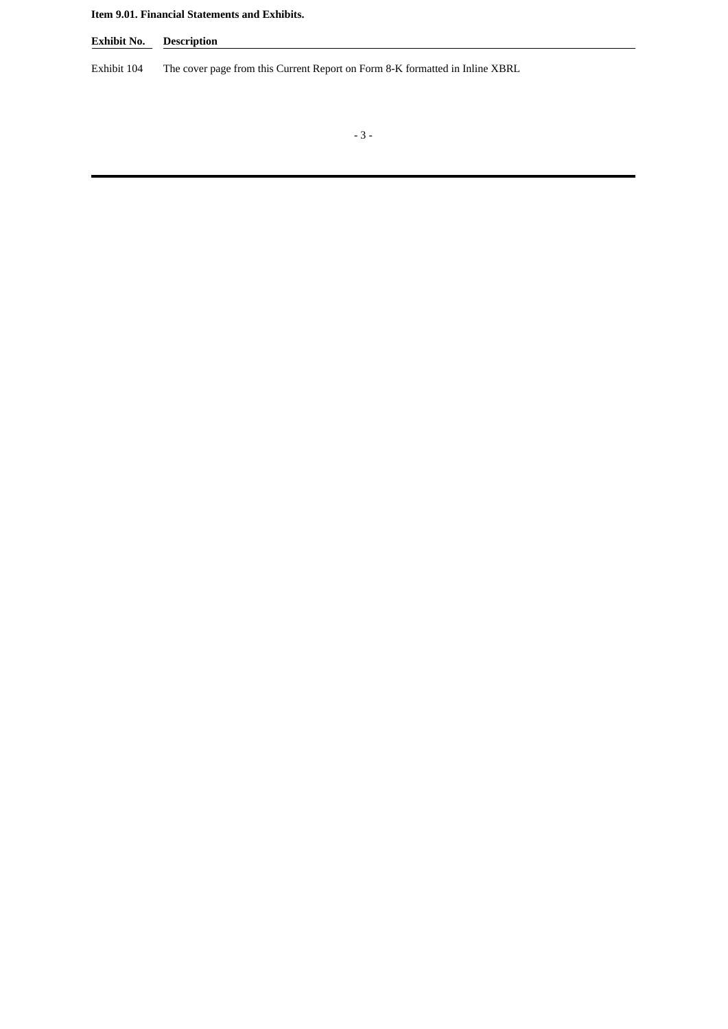**Item 9.01. Financial Statements and Exhibits.**

| Exhibit No. | Description |
| --- | --- |
| Exhibit 104 | The cover page from this Current Report on Form 8-K formatted in Inline XBRL |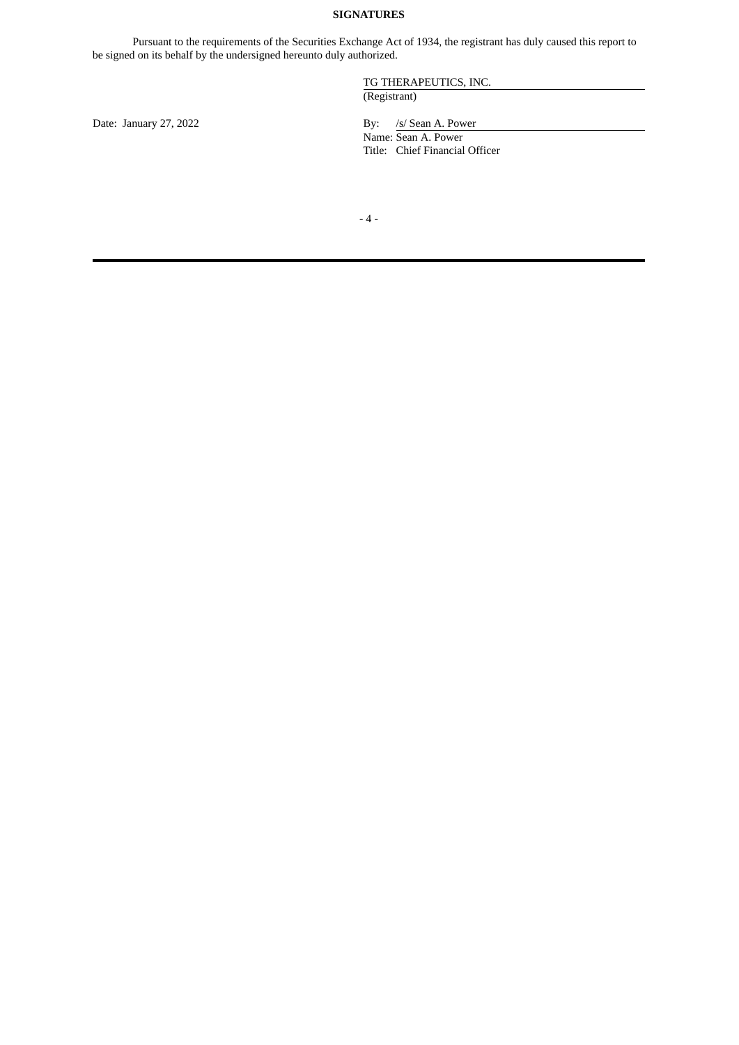**SIGNATURES**

Pursuant to the requirements of the Securities Exchange Act of 1934, the registrant has duly caused this report to be signed on its behalf by the undersigned hereunto duly authorized.

TG THERAPEUTICS, INC.
(Registrant)

Date: January 27, 2022

By: /s/ Sean A. Power
Name: Sean A. Power
Title: Chief Financial Officer